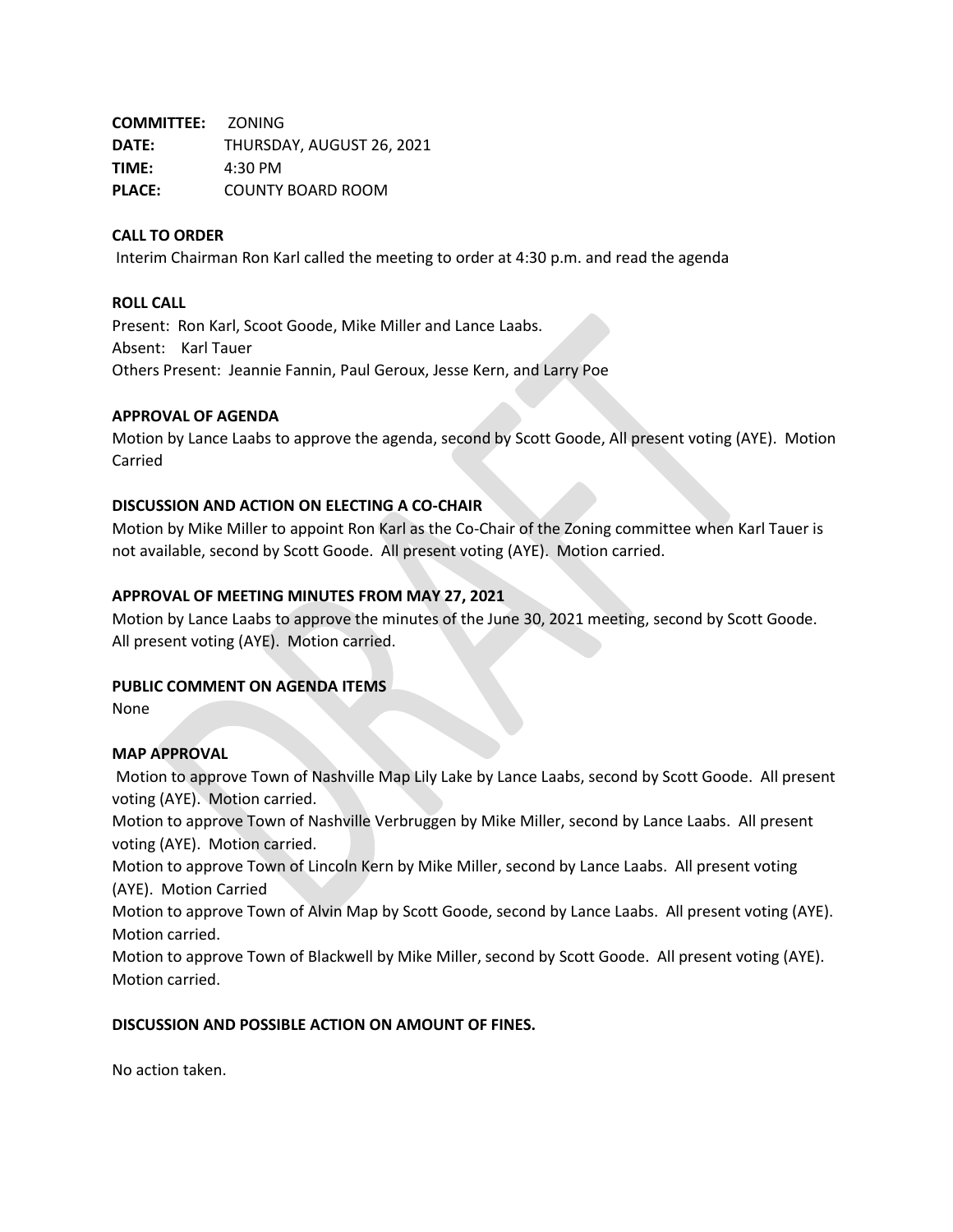**COMMITTEE:** ZONING
**DATE:** THURSDAY, AUGUST 26, 2021
**TIME:** 4:30 PM
**PLACE:** COUNTY BOARD ROOM

**CALL TO ORDER**

Interim Chairman Ron Karl called the meeting to order at 4:30 p.m. and read the agenda

**ROLL CALL**

Present: Ron Karl, Scoot Goode, Mike Miller and Lance Laabs.
Absent: Karl Tauer
Others Present: Jeannie Fannin, Paul Geroux, Jesse Kern, and Larry Poe

**APPROVAL OF AGENDA**

Motion by Lance Laabs to approve the agenda, second by Scott Goode, All present voting (AYE). Motion Carried

**DISCUSSION AND ACTION ON ELECTING A CO-CHAIR**

Motion by Mike Miller to appoint Ron Karl as the Co-Chair of the Zoning committee when Karl Tauer is not available, second by Scott Goode. All present voting (AYE). Motion carried.

**APPROVAL OF MEETING MINUTES FROM MAY 27, 2021**

Motion by Lance Laabs to approve the minutes of the June 30, 2021 meeting, second by Scott Goode. All present voting (AYE). Motion carried.

**PUBLIC COMMENT ON AGENDA ITEMS**

None

**MAP APPROVAL**

Motion to approve Town of Nashville Map Lily Lake by Lance Laabs, second by Scott Goode. All present voting (AYE). Motion carried.
Motion to approve Town of Nashville Verbruggen by Mike Miller, second by Lance Laabs. All present voting (AYE). Motion carried.
Motion to approve Town of Lincoln Kern by Mike Miller, second by Lance Laabs. All present voting (AYE). Motion Carried
Motion to approve Town of Alvin Map by Scott Goode, second by Lance Laabs. All present voting (AYE). Motion carried.
Motion to approve Town of Blackwell by Mike Miller, second by Scott Goode. All present voting (AYE). Motion carried.

**DISCUSSION AND POSSIBLE ACTION ON AMOUNT OF FINES.**

No action taken.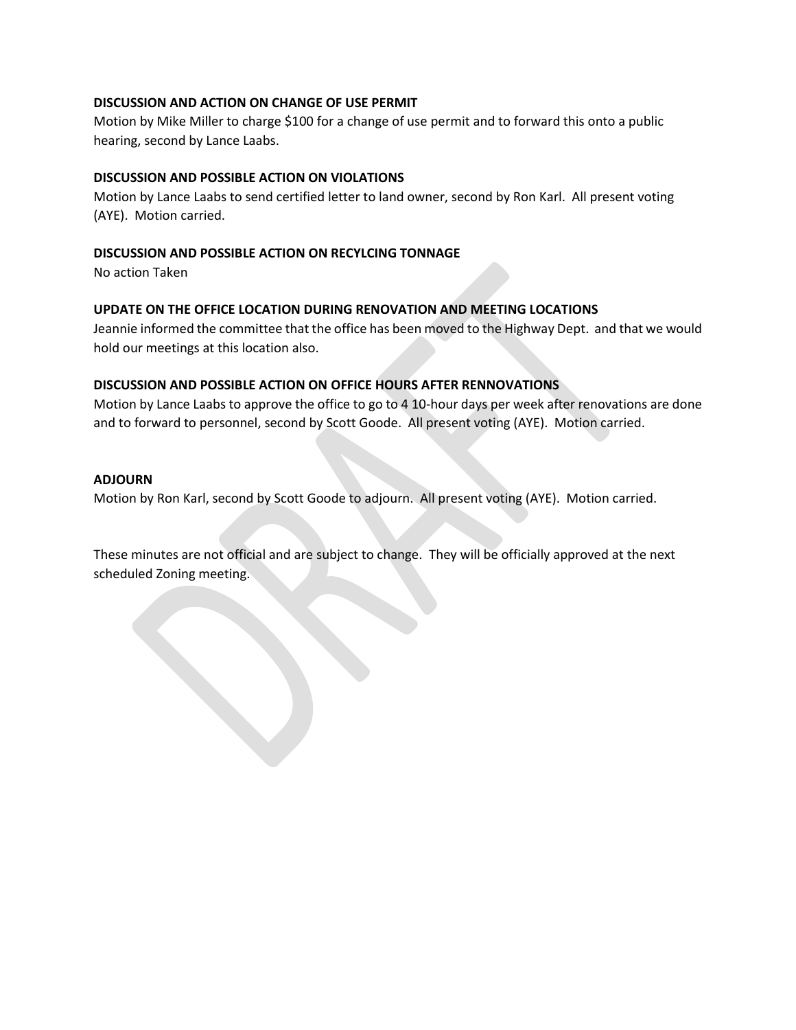**DISCUSSION AND ACTION ON CHANGE OF USE PERMIT**
Motion by Mike Miller to charge $100 for a change of use permit and to forward this onto a public hearing, second by Lance Laabs.

**DISCUSSION AND POSSIBLE ACTION ON VIOLATIONS**
Motion by Lance Laabs to send certified letter to land owner, second by Ron Karl. All present voting (AYE). Motion carried.

**DISCUSSION AND POSSIBLE ACTION ON RECYLCING TONNAGE**
No action Taken

**UPDATE ON THE OFFICE LOCATION DURING RENOVATION AND MEETING LOCATIONS**
Jeannie informed the committee that the office has been moved to the Highway Dept. and that we would hold our meetings at this location also.

**DISCUSSION AND POSSIBLE ACTION ON OFFICE HOURS AFTER RENNOVATIONS**
Motion by Lance Laabs to approve the office to go to 4 10-hour days per week after renovations are done and to forward to personnel, second by Scott Goode. All present voting (AYE). Motion carried.

**ADJOURN**
Motion by Ron Karl, second by Scott Goode to adjourn. All present voting (AYE). Motion carried.

These minutes are not official and are subject to change. They will be officially approved at the next scheduled Zoning meeting.